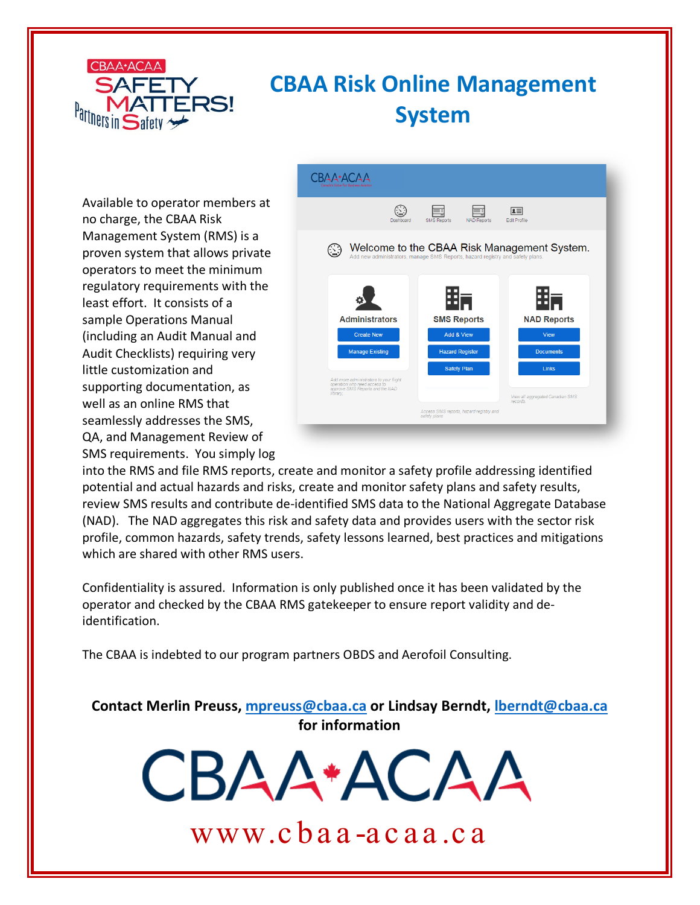# CBAA Risk Online Management System

Available to operator members at no charge, the CBAA Risk Management System (RMS) is a proven system that allows private operators to meet the minimum regulatory requirements with the least effort. It consists of a sample Operations Manual (including an Audit Manual and Audit Checklists) requiring very little customization and supporting documentation, as well as an online RMS that seamlessly addresses the SMS, QA, and Management Review of SMS requirements. You simply log into the RMS and file RMS reports, create and monitor a safety profile addressing identified potential and actual hazards and risks, create and monitor safety plans and safety results, review SMS results and contribute de-identified SMS data to the National Aggregate Database (NAD). The NAD aggregates this risk and safety data and provides users with the sector risk profile, common hazards, safety trends, safety lessons learned, best practices and mitigations which are shared with other RMS users.

Confidentiality is assured. Information is only published once it has been validated by the operator and checked by the CBAA RMS gatekeeper to ensure report validity and de-identification.

The CBAA is indebted to our program partners OBDS and Aerofoil Consulting.

**Contact Merlin Preuss, mpreuss@cbaa.ca or Lindsay Berndt, lberndt@cbaa.ca for information**

CBAA·ACAA

www.cbaa-acaa.ca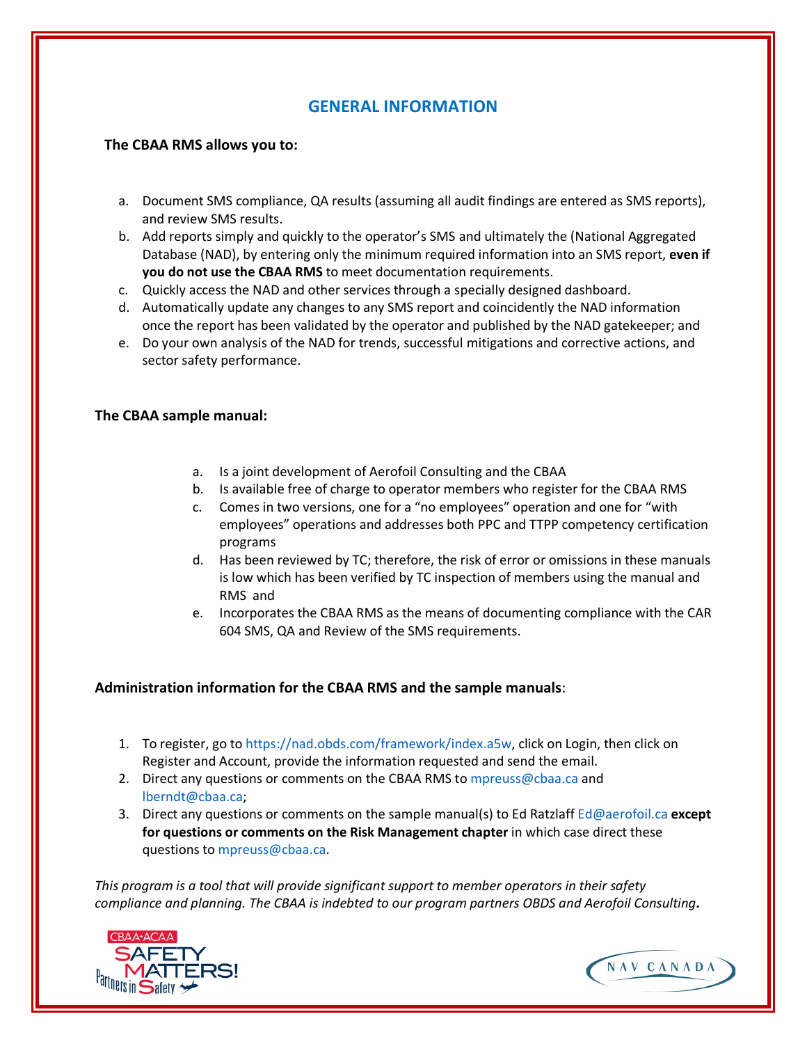## GENERAL INFORMATION

**The CBAA RMS allows you to:**

a. Document SMS compliance, QA results (assuming all audit findings are entered as SMS reports), and review SMS results.
b. Add reports simply and quickly to the operator's SMS and ultimately the (National Aggregated Database (NAD), by entering only the minimum required information into an SMS report, **even if you do not use the CBAA RMS** to meet documentation requirements.
c. Quickly access the NAD and other services through a specially designed dashboard.
d. Automatically update any changes to any SMS report and coincidently the NAD information once the report has been validated by the operator and published by the NAD gatekeeper; and
e. Do your own analysis of the NAD for trends, successful mitigations and corrective actions, and sector safety performance.

**The CBAA sample manual:**

a. Is a joint development of Aerofoil Consulting and the CBAA
b. Is available free of charge to operator members who register for the CBAA RMS
c. Comes in two versions, one for a "no employees" operation and one for "with employees" operations and addresses both PPC and TTPP competency certification programs
d. Has been reviewed by TC; therefore, the risk of error or omissions in these manuals is low which has been verified by TC inspection of members using the manual and RMS and
e. Incorporates the CBAA RMS as the means of documenting compliance with the CAR 604 SMS, QA and Review of the SMS requirements.

**Administration information for the CBAA RMS and the sample manuals**:

1. To register, go to https://nad.obds.com/framework/index.a5w, click on Login, then click on Register and Account, provide the information requested and send the email.
2. Direct any questions or comments on the CBAA RMS to mpreuss@cbaa.ca and lberndt@cbaa.ca;
3. Direct any questions or comments on the sample manual(s) to Ed Ratzlaff Ed@aerofoil.ca **except for questions or comments on the Risk Management chapter** in which case direct these questions to mpreuss@cbaa.ca.

*This program is a tool that will provide significant support to member operators in their safety compliance and planning. The CBAA is indebted to our program partners OBDS and Aerofoil Consulting.*

CBAA•ACAA SAFETY MATTERS! Partners in Safety

NAV CANADA